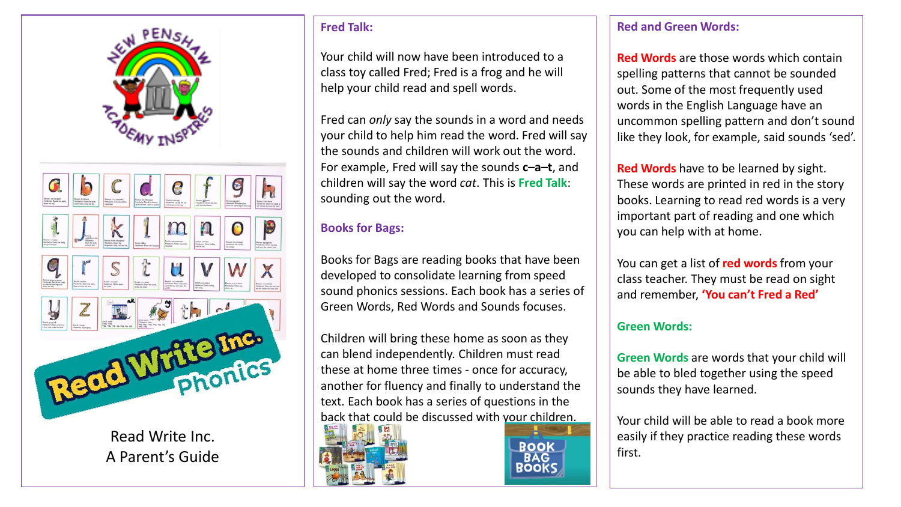Read Write Inc.
A Parent's Guide

## Fred Talk:

Your child will now have been introduced to a class toy called Fred; Fred is a frog and he will help your child read and spell words.

Fred can *only* say the sounds in a word and needs your child to help him read the word. Fred will say the sounds and children will work out the word. For example, Fred will say the sounds **c–a–t**, and children will say the word *cat*. This is **Fred Talk**: sounding out the word.

## Books for Bags:

Books for Bags are reading books that have been developed to consolidate learning from speed sound phonics sessions. Each book has a series of Green Words, Red Words and Sounds focuses.

Children will bring these home as soon as they can blend independently. Children must read these at home three times - once for accuracy, another for fluency and finally to understand the text. Each book has a series of questions in the back that could be discussed with your children.

## Red and Green Words:

**Red Words** are those words which contain spelling patterns that cannot be sounded out. Some of the most frequently used words in the English Language have an uncommon spelling pattern and don't sound like they look, for example, said sounds 'sed'.

**Red Words** have to be learned by sight. These words are printed in red in the story books. Learning to read red words is a very important part of reading and one which you can help with at home.

You can get a list of **red words** from your class teacher. They must be read on sight and remember, **'You can't Fred a Red'**

## Green Words:

**Green Words** are words that your child will be able to bled together using the speed sounds they have learned.

Your child will be able to read a book more easily if they practice reading these words first.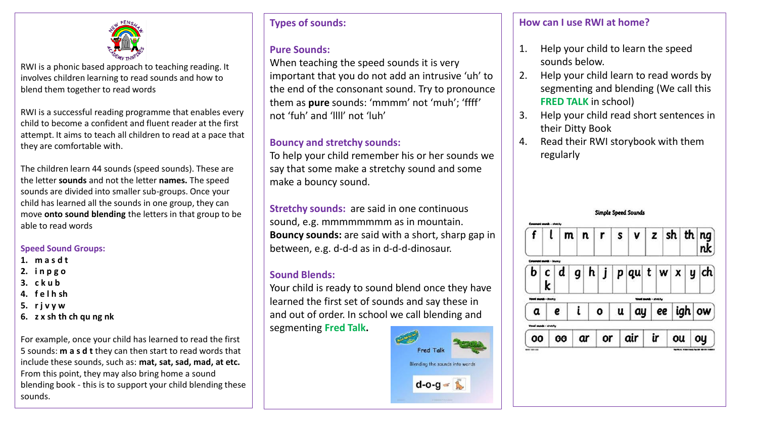RWI is a phonic based approach to teaching reading. It involves children learning to read sounds and how to blend them together to read words

RWI is a successful reading programme that enables every child to become a confident and fluent reader at the first attempt. It aims to teach all children to read at a pace that they are comfortable with.

The children learn 44 sounds (speed sounds). These are the letter **sounds** and not the letter **names.** The speed sounds are divided into smaller sub-groups. Once your child has learned all the sounds in one group, they can move **onto sound blending** the letters in that group to be able to read words

### Speed Sound Groups:

1. **m a s d t**
2. **i n p g o**
3. **c k u b**
4. **f e l h sh**
5. **r j v y w**
6. **z x sh th ch qu ng nk**

For example, once your child has learned to read the first 5 sounds: **m a s d t** they can then start to read words that include these sounds, such as: **mat, sat, sad, mad, at etc.** From this point, they may also bring home a sound blending book - this is to support your child blending these sounds.

## Types of sounds:

### Pure Sounds:

When teaching the speed sounds it is very important that you do not add an intrusive 'uh' to the end of the consonant sound. Try to pronounce them as **pure** sounds: 'mmmm' not 'muh'; 'ffff' not 'fuh' and 'llll' not 'luh'

### Bouncy and stretchy sounds:

To help your child remember his or her sounds we say that some make a stretchy sound and some make a bouncy sound.

**Stretchy sounds:** are said in one continuous sound, e.g. mmmmmmmm as in mountain.
**Bouncy sounds:** are said with a short, sharp gap in between, e.g. d-d-d as in d-d-d-dinosaur.

### Sound Blends:

Your child is ready to sound blend once they have learned the first set of sounds and say these in and out of order. In school we call blending and segmenting **Fred Talk.**

Fred Talk

Blending the sounds into words

d-o-g

## How can I use RWI at home?

1. Help your child to learn the speed sounds below.
2. Help your child learn to read words by segmenting and blending (We call this **FRED TALK** in school)
3. Help your child read short sentences in their Ditty Book
4. Read their RWI storybook with them regularly

Simple Speed Sounds

Consonant sounds - stretchy

| | | | | | | | | | | |
|---|---|---|---|---|---|---|---|---|---|---|
| f | l | m | n | r | s | v | z | sh | th | ng nk |

Consonant sounds - bouncy

| | | | | | | | | | | | | | | |
|---|---|---|---|---|---|---|---|---|---|---|---|---|---|---|
| b | c k | d | g | h | j | p | qu | t | w | x | y | ch |

Vowel sounds - bouncy / Vowel sounds - stretchy

| | | | | | | | | |
|---|---|---|---|---|---|---|---|---|
| a | e | i | o | u | ay | ee | igh | ow |

Vowel sounds - stretchy

| | | | | | | | |
|---|---|---|---|---|---|---|---|
| oo | oo | ar | or | air | ir | ou | oy |